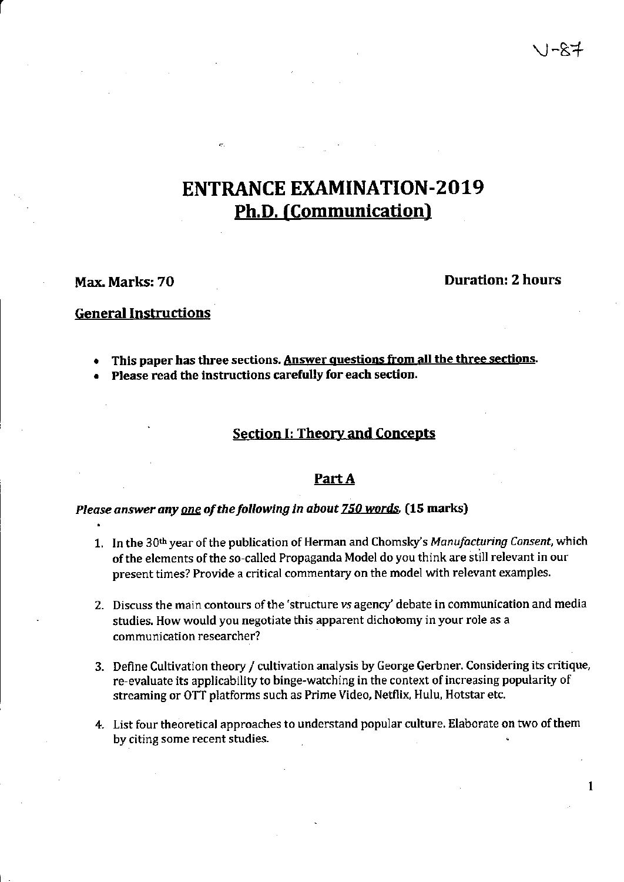V-87

# ENTRANCE EXAMINATION-2019

## Ph.D. (Communication)

**Max. Marks: 70** **Duration: 2 hours**

### General Instructions

- **This paper has three sections. Answer questions from all the three sections.**
- **Please read the instructions carefully for each section.**

## Section I: Theory and Concepts

### Part A

***Please answer any one of the following in about 750 words.* (15 marks)**

1. In the 30th year of the publication of Herman and Chomsky's *Manufacturing Consent*, which of the elements of the so-called Propaganda Model do you think are still relevant in our present times? Provide a critical commentary on the model with relevant examples.

2. Discuss the main contours of the 'structure *vs* agency' debate in communication and media studies. How would you negotiate this apparent dichotomy in your role as a communication researcher?

3. Define Cultivation theory / cultivation analysis by George Gerbner. Considering its critique, re-evaluate its applicability to binge-watching in the context of increasing popularity of streaming or OTT platforms such as Prime Video, Netflix, Hulu, Hotstar etc.

4. List four theoretical approaches to understand popular culture. Elaborate on two of them by citing some recent studies.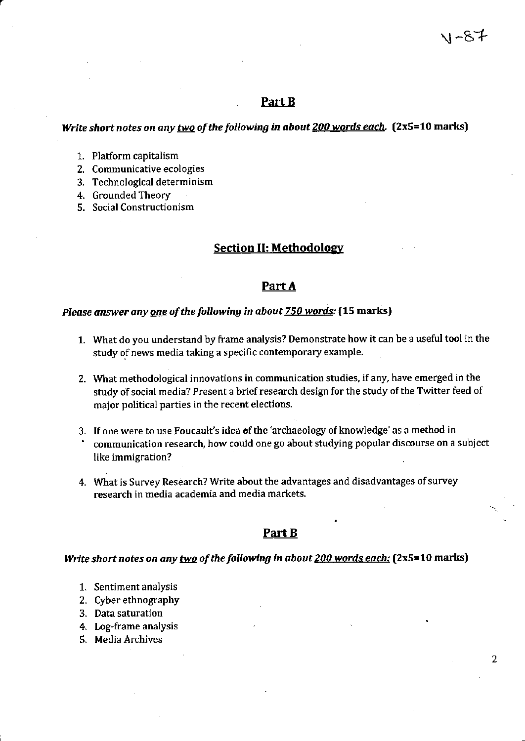## Part B

***Write short notes on any two of the following in about 200 words each.*** **(2x5=10 marks)**

1. Platform capitalism
2. Communicative ecologies
3. Technological determinism
4. Grounded Theory
5. Social Constructionism

## Section II: Methodology

## Part A

***Please answer any one of the following in about 750 words:*** **(15 marks)**

1. What do you understand by frame analysis? Demonstrate how it can be a useful tool in the study of news media taking a specific contemporary example.

2. What methodological innovations in communication studies, if any, have emerged in the study of social media? Present a brief research design for the study of the Twitter feed of major political parties in the recent elections.

3. If one were to use Foucault's idea of the 'archaeology of knowledge' as a method in communication research, how could one go about studying popular discourse on a subject like immigration?

4. What is Survey Research? Write about the advantages and disadvantages of survey research in media academia and media markets.

## Part B

***Write short notes on any two of the following in about 200 words each:*** **(2x5=10 marks)**

1. Sentiment analysis
2. Cyber ethnography
3. Data saturation
4. Log-frame analysis
5. Media Archives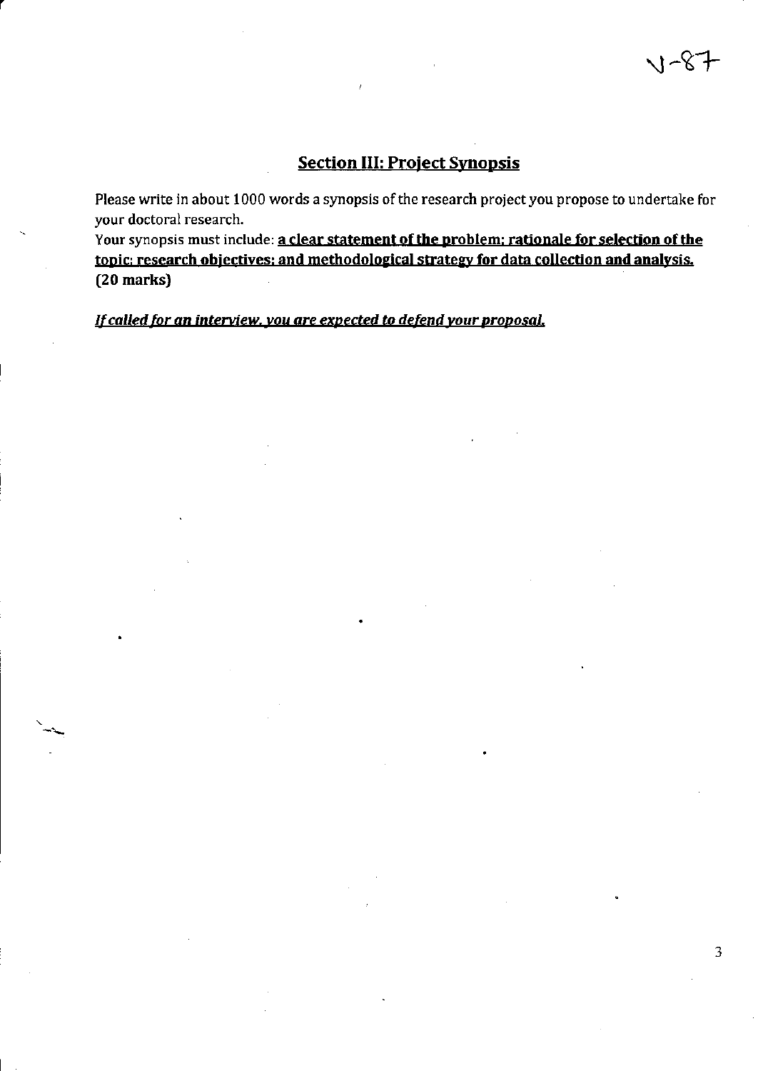V-87

## Section III: Project Synopsis

Please write in about 1000 words a synopsis of the research project you propose to undertake for your doctoral research.
Your synopsis must include: **a clear statement of the problem; rationale for selection of the topic; research objectives; and methodological strategy for data collection and analysis.**
**(20 marks)**

***If called for an interview, you are expected to defend your proposal.***